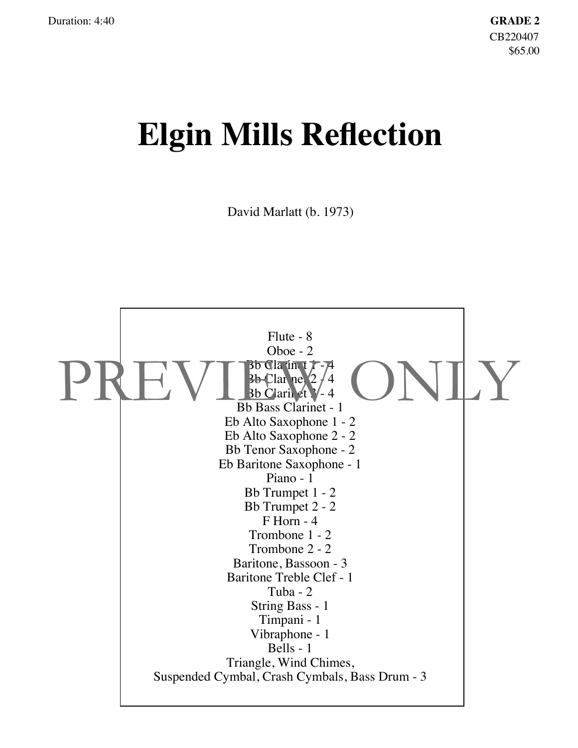Duration: 4:40

**GRADE 2**
CB220407
$65.00

# Elgin Mills Reflection

David Marlatt (b. 1973)

Flute - 8
Oboe - 2
Bb Clarinet 1 - 4
Bb Clarinet 2 - 4
Bb Clarinet 3 - 4
Bb Bass Clarinet - 1
Eb Alto Saxophone 1 - 2
Eb Alto Saxophone 2 - 2
Bb Tenor Saxophone - 2
Eb Baritone Saxophone - 1
Piano - 1
Bb Trumpet 1 - 2
Bb Trumpet 2 - 2
F Horn - 4
Trombone 1 - 2
Trombone 2 - 2
Baritone, Bassoon - 3
Baritone Treble Clef - 1
Tuba - 2
String Bass - 1
Timpani - 1
Vibraphone - 1
Bells - 1
Triangle, Wind Chimes,
Suspended Cymbal, Crash Cymbals, Bass Drum - 3

PREVIEW ONLY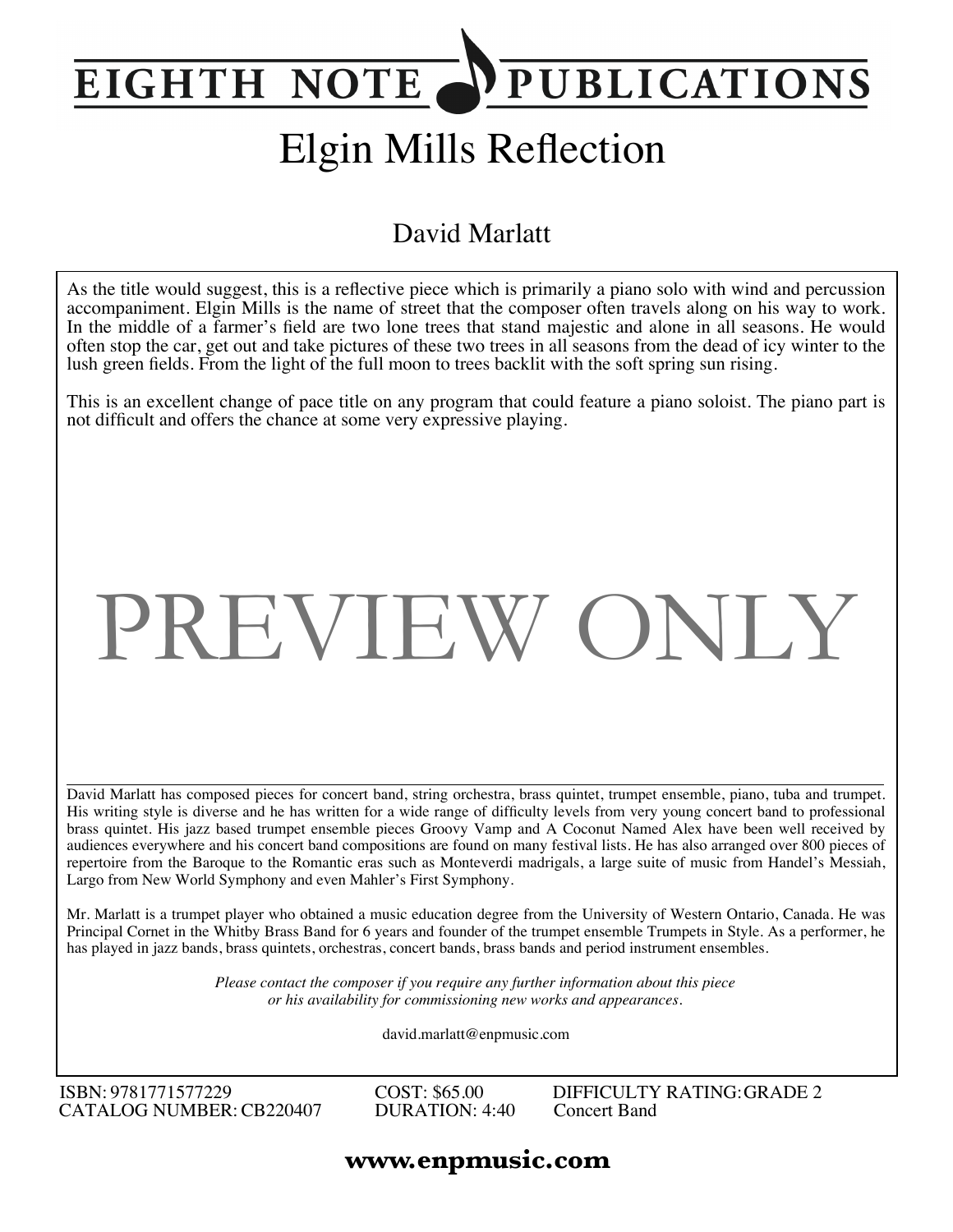# EIGHTH NOTE PUBLICATIONS

# Elgin Mills Reflection

## David Marlatt

As the title would suggest, this is a reflective piece which is primarily a piano solo with wind and percussion accompaniment. Elgin Mills is the name of street that the composer often travels along on his way to work. In the middle of a farmer's field are two lone trees that stand majestic and alone in all seasons. He would often stop the car, get out and take pictures of these two trees in all seasons from the dead of icy winter to the lush green fields. From the light of the full moon to trees backlit with the soft spring sun rising.

This is an excellent change of pace title on any program that could feature a piano soloist. The piano part is not difficult and offers the chance at some very expressive playing.

PREVIEW ONLY

---

David Marlatt has composed pieces for concert band, string orchestra, brass quintet, trumpet ensemble, piano, tuba and trumpet. His writing style is diverse and he has written for a wide range of difficulty levels from very young concert band to professional brass quintet. His jazz based trumpet ensemble pieces Groovy Vamp and A Coconut Named Alex have been well received by audiences everywhere and his concert band compositions are found on many festival lists. He has also arranged over 800 pieces of repertoire from the Baroque to the Romantic eras such as Monteverdi madrigals, a large suite of music from Handel's Messiah, Largo from New World Symphony and even Mahler's First Symphony.

Mr. Marlatt is a trumpet player who obtained a music education degree from the University of Western Ontario, Canada. He was Principal Cornet in the Whitby Brass Band for 6 years and founder of the trumpet ensemble Trumpets in Style. As a performer, he has played in jazz bands, brass quintets, orchestras, concert bands, brass bands and period instrument ensembles.

*Please contact the composer if you require any further information about this piece or his availability for commissioning new works and appearances.*

david.marlatt@enpmusic.com

ISBN: 9781771577229
CATALOG NUMBER: CB220407

COST: $65.00
DURATION: 4:40

DIFFICULTY RATING: GRADE 2
Concert Band

**www.enpmusic.com**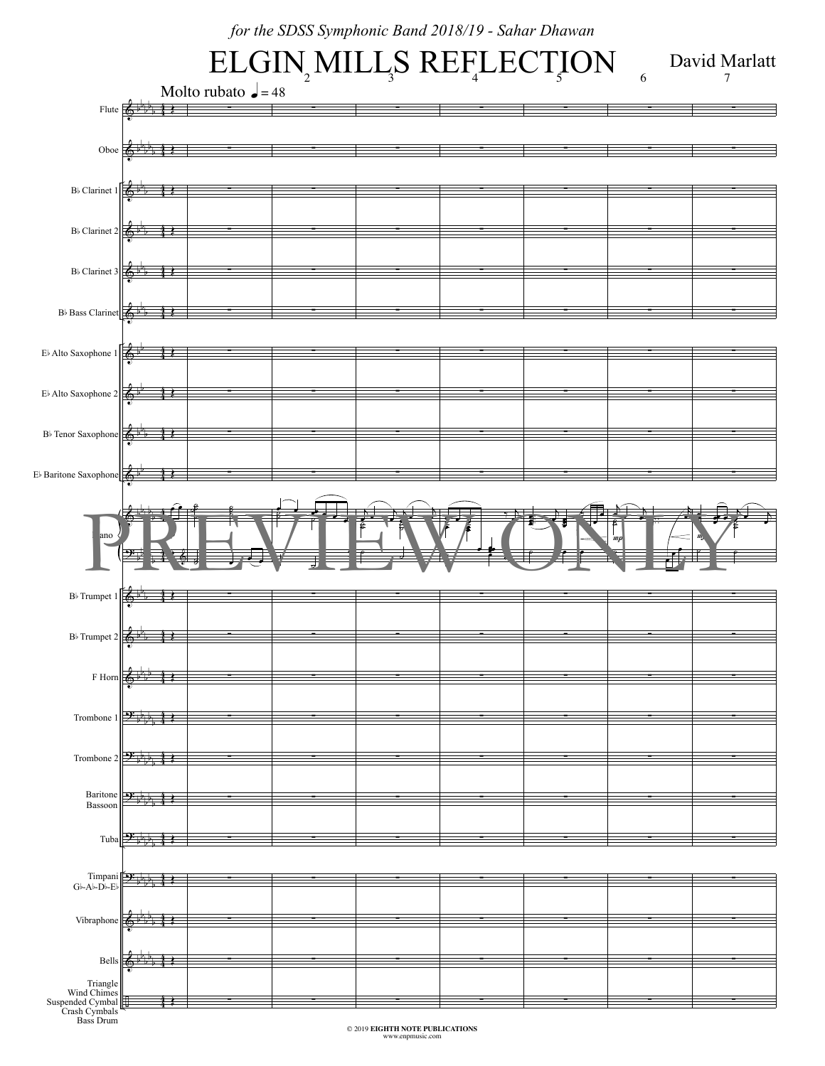*for the SDSS Symphonic Band 2018/19 - Sahar Dhawan*

# ELGIN MILLS REFLECTION

David Marlatt

Molto rubato ♩ = 48

Flute
Oboe
B♭ Clarinet 1
B♭ Clarinet 2
B♭ Clarinet 3
B♭ Bass Clarinet
E♭ Alto Saxophone 1
E♭ Alto Saxophone 2
B♭ Tenor Saxophone
E♭ Baritone Saxophone
Piano
B♭ Trumpet 1
B♭ Trumpet 2
F Horn
Trombone 1
Trombone 2
Baritone Bassoon
Tuba
Timpani G♭-A♭-D♭-E♭
Vibraphone
Bells
Triangle Wind Chimes Suspended Cymbal Crash Cymbals Bass Drum

PREVIEW ONLY

© 2019 EIGHTH NOTE PUBLICATIONS
www.enpmusic.com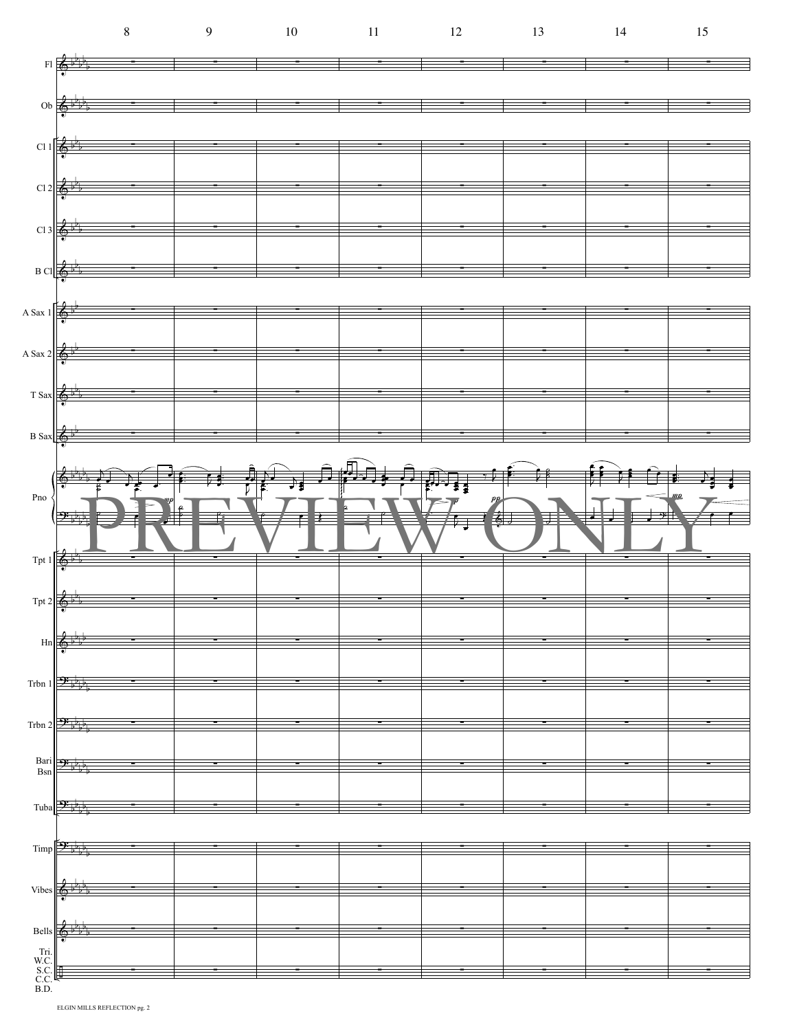8 9 10 11 12 13 14 15

Fl

Ob

Cl 1

Cl 2

Cl 3

B Cl

A Sax 1

A Sax 2

T Sax

B Sax

Pno

*mp* *p* *pp* *mp*

PREVIEW ONLY

Tpt 1

Tpt 2

Hn

Trbn 1

Trbn 2

Bari Bsn

Tuba

Timp

Vibes

Bells

Tri. W.C. S.C. C.C. B.D.

ELGIN MILLS REFLECTION pg. 2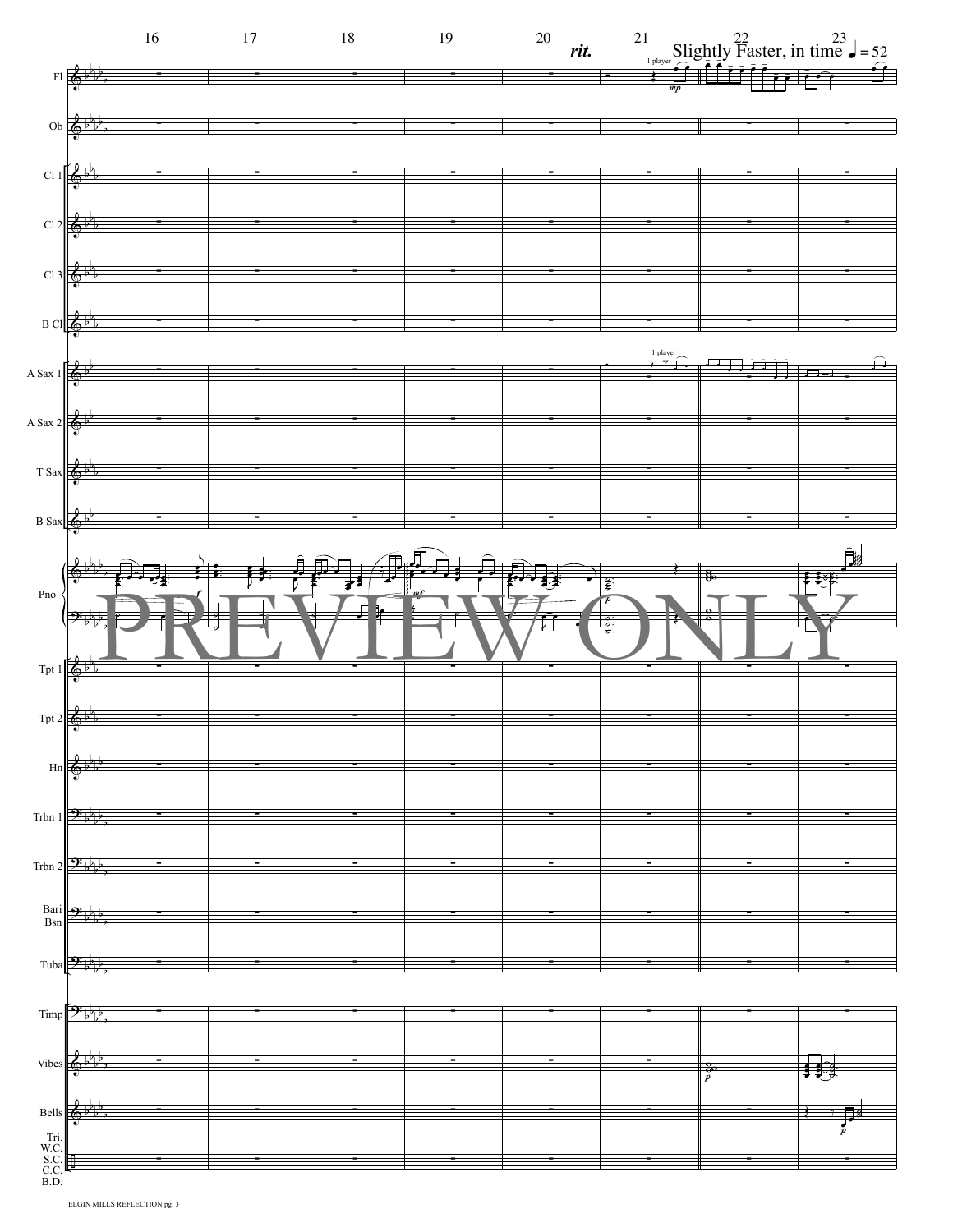rit.

Slightly Faster, in time ♩ = 52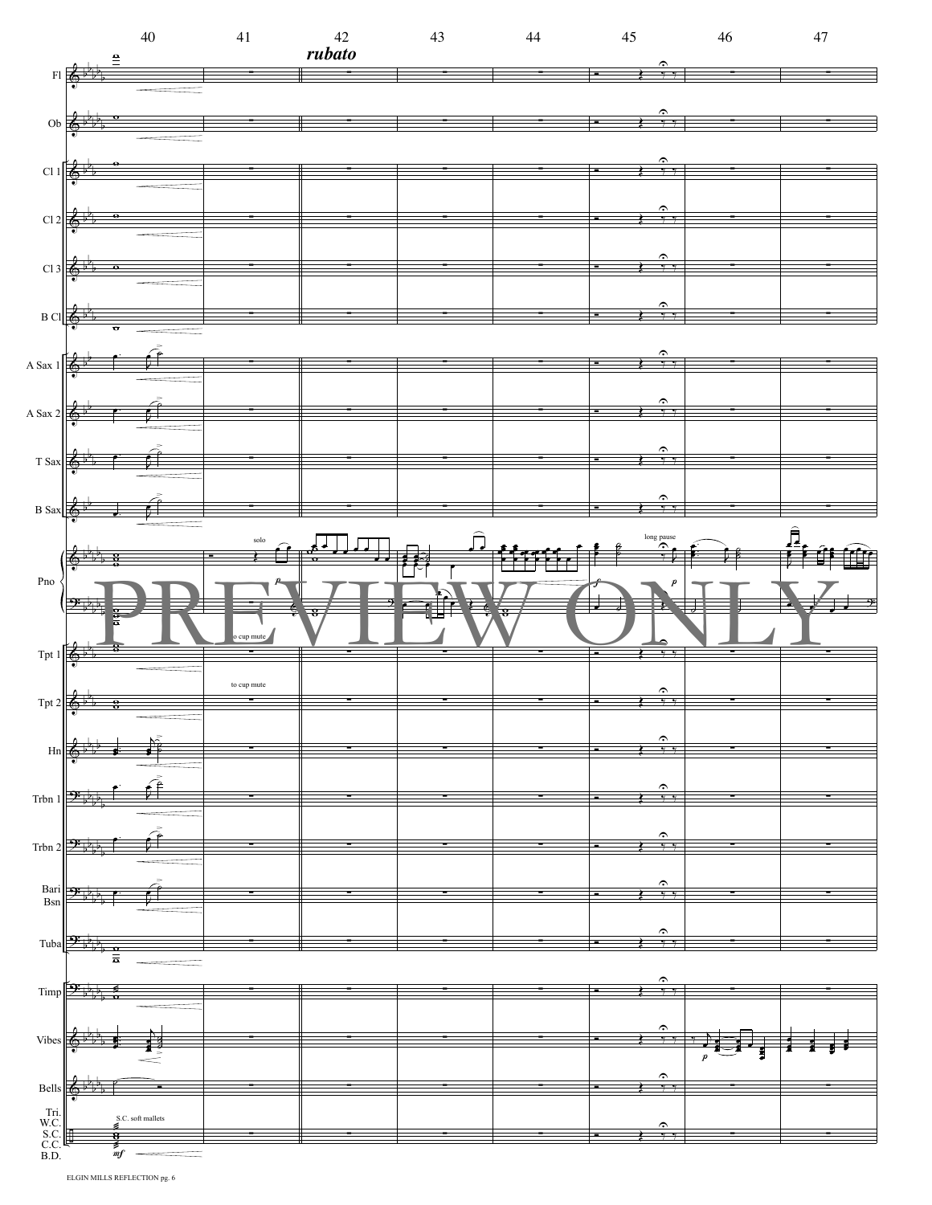40 41 42 43 44 45 46 47

*rubato*

Fl

Ob

Cl 1

Cl 2

Cl 3

B Cl

A Sax 1

A Sax 2

T Sax

B Sax

solo

long pause

Pno

PREVIEW ONLY

to cup mute

Tpt 1

to cup mute

Tpt 2

Hn

Trbn 1

Trbn 2

Bari
Bsn

Tuba

Timp

Vibes

Bells

S.C. soft mallets

Tri.
W.C.
S.C.
C.C.
B.D.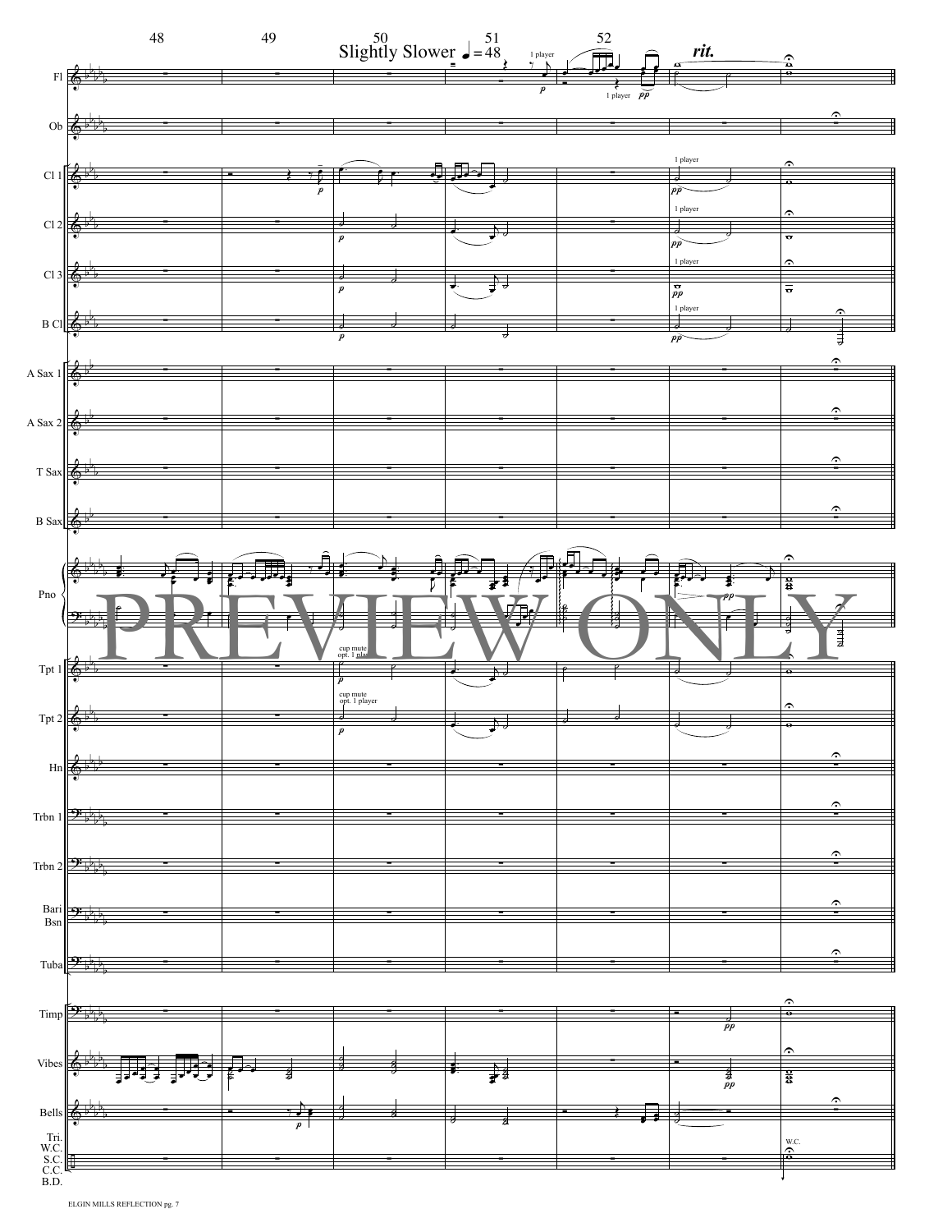48 49 50 51 52

Slightly Slower ♩ = 48

rit.

Fl
1 player
*p*
1 player *pp*

Ob

Cl 1
*p*
1 player
*pp*

Cl 2
*p*
1 player
*pp*

Cl 3
*p*
1 player
*pp*

B Cl
*p*
1 player
*pp*

A Sax 1

A Sax 2

T Sax

B Sax

Pno
*pp*

PREVIEW ONLY

Tpt 1
cup mute opt. 1 player
*p*

Tpt 2
cup mute opt. 1 player
*p*

Hn

Trbn 1

Trbn 2

Bari Bsn

Tuba

Timp
*pp*

Vibes
*pp*

Bells
*p*

Tri. W.C. S.C. C.C. B.D.
W.C.

ELGIN MILLS REFLECTION pg. 7